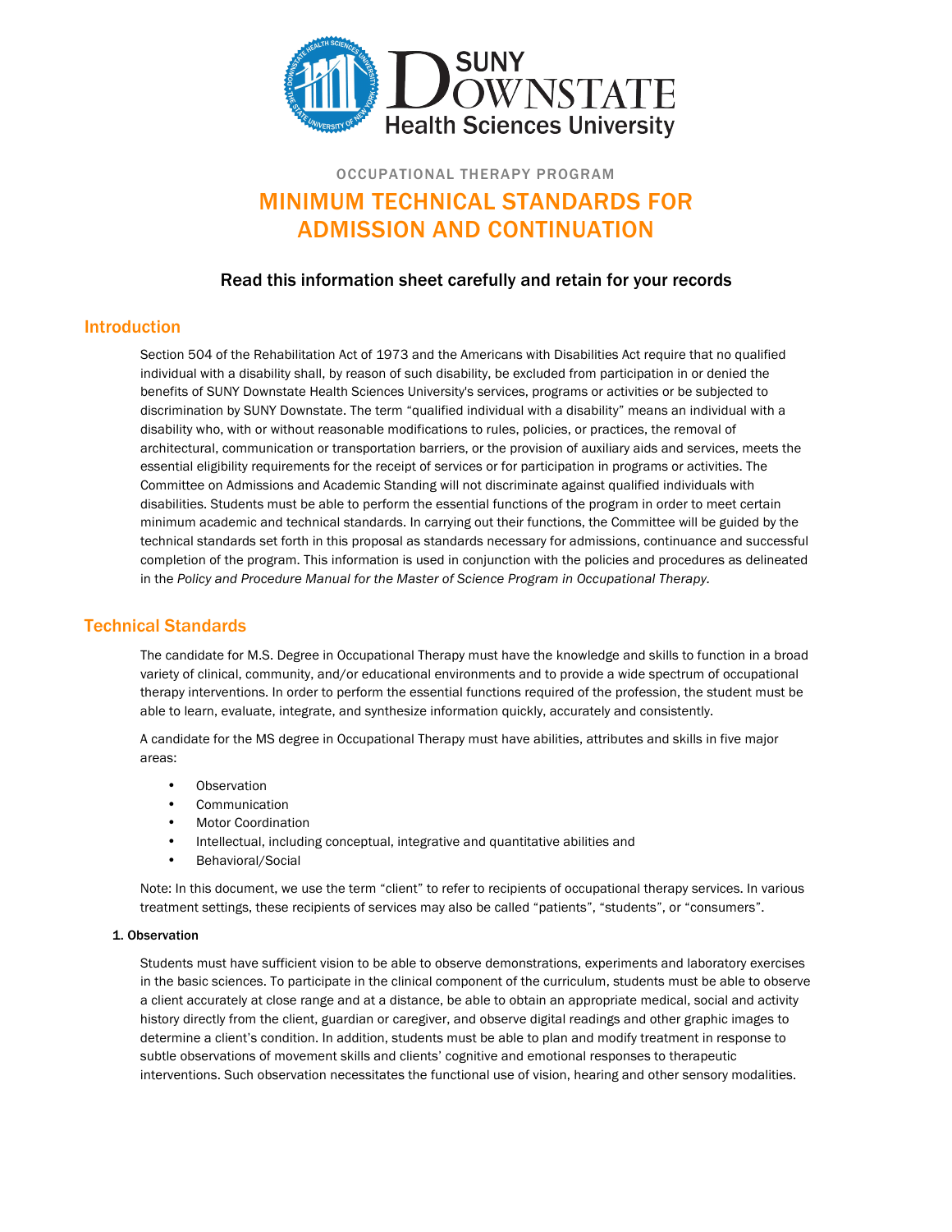SUNY DOWNSTATE Health Sciences University

OCCUPATIONAL THERAPY PROGRAM

# MINIMUM TECHNICAL STANDARDS FOR ADMISSION AND CONTINUATION

### Read this information sheet carefully and retain for your records

## Introduction

Section 504 of the Rehabilitation Act of 1973 and the Americans with Disabilities Act require that no qualified individual with a disability shall, by reason of such disability, be excluded from participation in or denied the benefits of SUNY Downstate Health Sciences University's services, programs or activities or be subjected to discrimination by SUNY Downstate. The term "qualified individual with a disability" means an individual with a disability who, with or without reasonable modifications to rules, policies, or practices, the removal of architectural, communication or transportation barriers, or the provision of auxiliary aids and services, meets the essential eligibility requirements for the receipt of services or for participation in programs or activities. The Committee on Admissions and Academic Standing will not discriminate against qualified individuals with disabilities. Students must be able to perform the essential functions of the program in order to meet certain minimum academic and technical standards. In carrying out their functions, the Committee will be guided by the technical standards set forth in this proposal as standards necessary for admissions, continuance and successful completion of the program. This information is used in conjunction with the policies and procedures as delineated in the *Policy and Procedure Manual for the Master of Science Program in Occupational Therapy.*

## Technical Standards

The candidate for M.S. Degree in Occupational Therapy must have the knowledge and skills to function in a broad variety of clinical, community, and/or educational environments and to provide a wide spectrum of occupational therapy interventions. In order to perform the essential functions required of the profession, the student must be able to learn, evaluate, integrate, and synthesize information quickly, accurately and consistently.

A candidate for the MS degree in Occupational Therapy must have abilities, attributes and skills in five major areas:

- Observation
- Communication
- Motor Coordination
- Intellectual, including conceptual, integrative and quantitative abilities and
- Behavioral/Social

Note: In this document, we use the term "client" to refer to recipients of occupational therapy services. In various treatment settings, these recipients of services may also be called "patients", "students", or "consumers".

#### 1. Observation

Students must have sufficient vision to be able to observe demonstrations, experiments and laboratory exercises in the basic sciences. To participate in the clinical component of the curriculum, students must be able to observe a client accurately at close range and at a distance, be able to obtain an appropriate medical, social and activity history directly from the client, guardian or caregiver, and observe digital readings and other graphic images to determine a client's condition. In addition, students must be able to plan and modify treatment in response to subtle observations of movement skills and clients' cognitive and emotional responses to therapeutic interventions. Such observation necessitates the functional use of vision, hearing and other sensory modalities.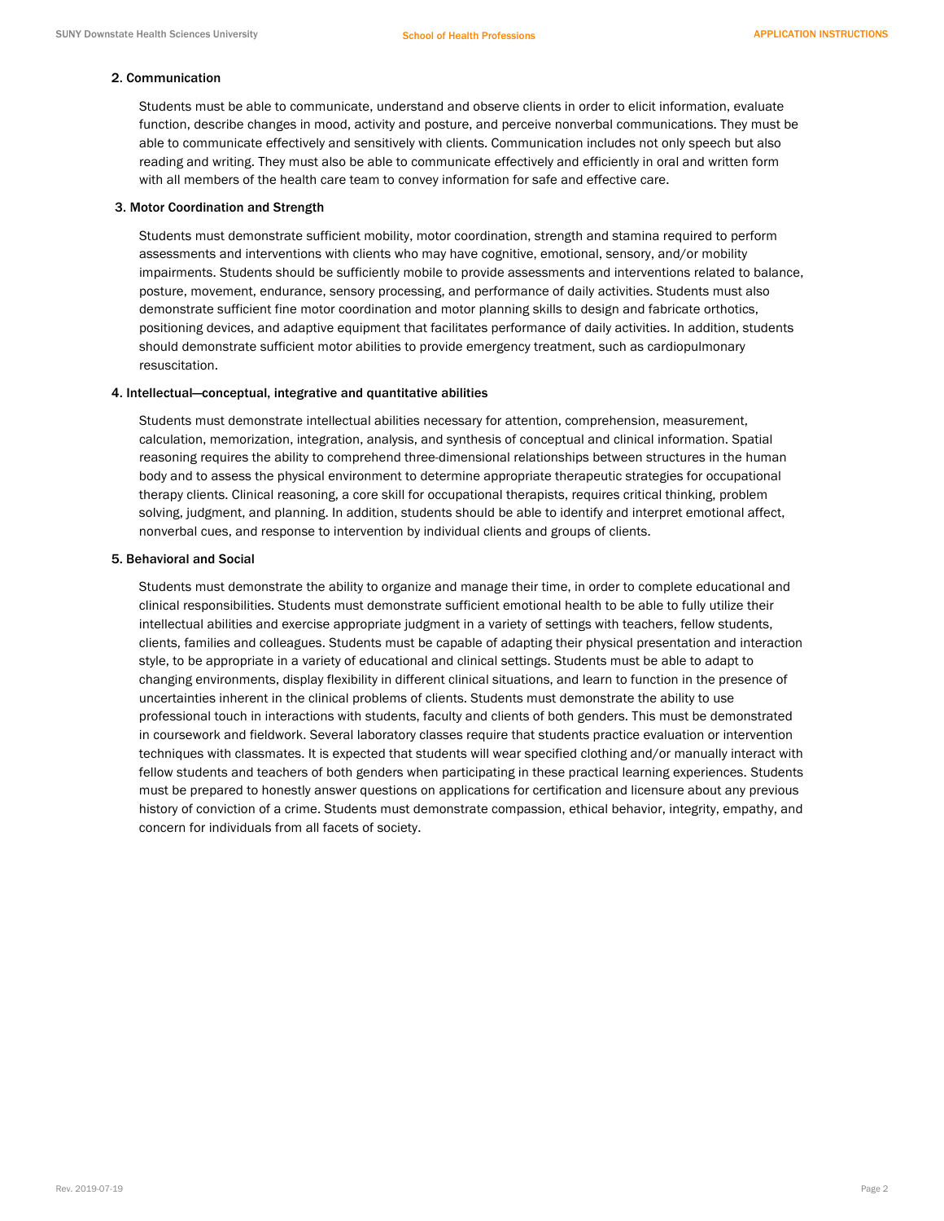**2. Communication**

Students must be able to communicate, understand and observe clients in order to elicit information, evaluate function, describe changes in mood, activity and posture, and perceive nonverbal communications. They must be able to communicate effectively and sensitively with clients. Communication includes not only speech but also reading and writing. They must also be able to communicate effectively and efficiently in oral and written form with all members of the health care team to convey information for safe and effective care.

**3. Motor Coordination and Strength**

Students must demonstrate sufficient mobility, motor coordination, strength and stamina required to perform assessments and interventions with clients who may have cognitive, emotional, sensory, and/or mobility impairments. Students should be sufficiently mobile to provide assessments and interventions related to balance, posture, movement, endurance, sensory processing, and performance of daily activities. Students must also demonstrate sufficient fine motor coordination and motor planning skills to design and fabricate orthotics, positioning devices, and adaptive equipment that facilitates performance of daily activities. In addition, students should demonstrate sufficient motor abilities to provide emergency treatment, such as cardiopulmonary resuscitation.

**4. Intellectual—conceptual, integrative and quantitative abilities**

Students must demonstrate intellectual abilities necessary for attention, comprehension, measurement, calculation, memorization, integration, analysis, and synthesis of conceptual and clinical information. Spatial reasoning requires the ability to comprehend three-dimensional relationships between structures in the human body and to assess the physical environment to determine appropriate therapeutic strategies for occupational therapy clients. Clinical reasoning, a core skill for occupational therapists, requires critical thinking, problem solving, judgment, and planning. In addition, students should be able to identify and interpret emotional affect, nonverbal cues, and response to intervention by individual clients and groups of clients.

**5. Behavioral and Social**

Students must demonstrate the ability to organize and manage their time, in order to complete educational and clinical responsibilities. Students must demonstrate sufficient emotional health to be able to fully utilize their intellectual abilities and exercise appropriate judgment in a variety of settings with teachers, fellow students, clients, families and colleagues. Students must be capable of adapting their physical presentation and interaction style, to be appropriate in a variety of educational and clinical settings. Students must be able to adapt to changing environments, display flexibility in different clinical situations, and learn to function in the presence of uncertainties inherent in the clinical problems of clients. Students must demonstrate the ability to use professional touch in interactions with students, faculty and clients of both genders. This must be demonstrated in coursework and fieldwork. Several laboratory classes require that students practice evaluation or intervention techniques with classmates. It is expected that students will wear specified clothing and/or manually interact with fellow students and teachers of both genders when participating in these practical learning experiences. Students must be prepared to honestly answer questions on applications for certification and licensure about any previous history of conviction of a crime. Students must demonstrate compassion, ethical behavior, integrity, empathy, and concern for individuals from all facets of society.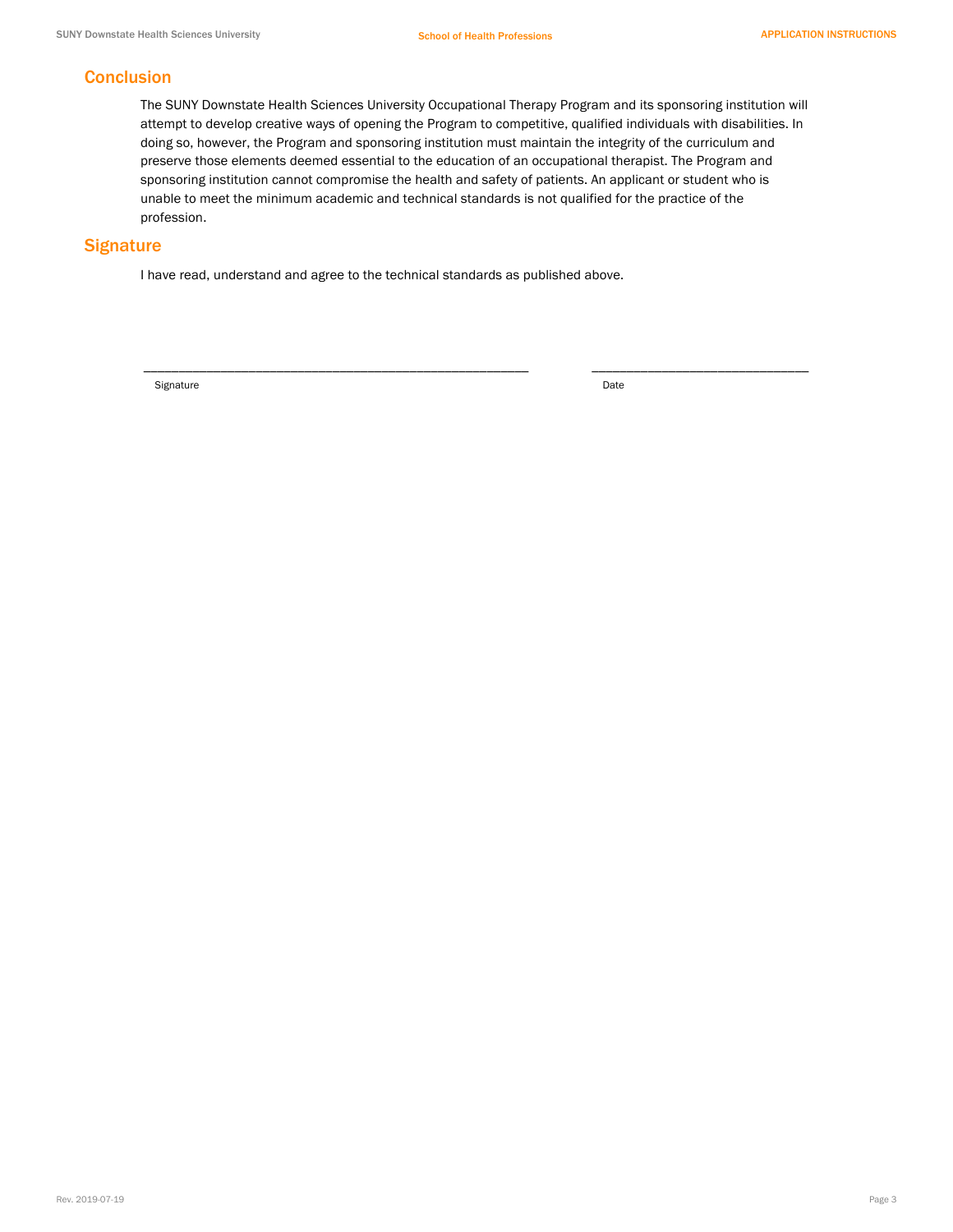## Conclusion

The SUNY Downstate Health Sciences University Occupational Therapy Program and its sponsoring institution will attempt to develop creative ways of opening the Program to competitive, qualified individuals with disabilities. In doing so, however, the Program and sponsoring institution must maintain the integrity of the curriculum and preserve those elements deemed essential to the education of an occupational therapist. The Program and sponsoring institution cannot compromise the health and safety of patients. An applicant or student who is unable to meet the minimum academic and technical standards is not qualified for the practice of the profession.

## Signature

I have read, understand and agree to the technical standards as published above.

| | |
|---|---|
| ______________________________ | ______________________________ |
| Signature | Date |